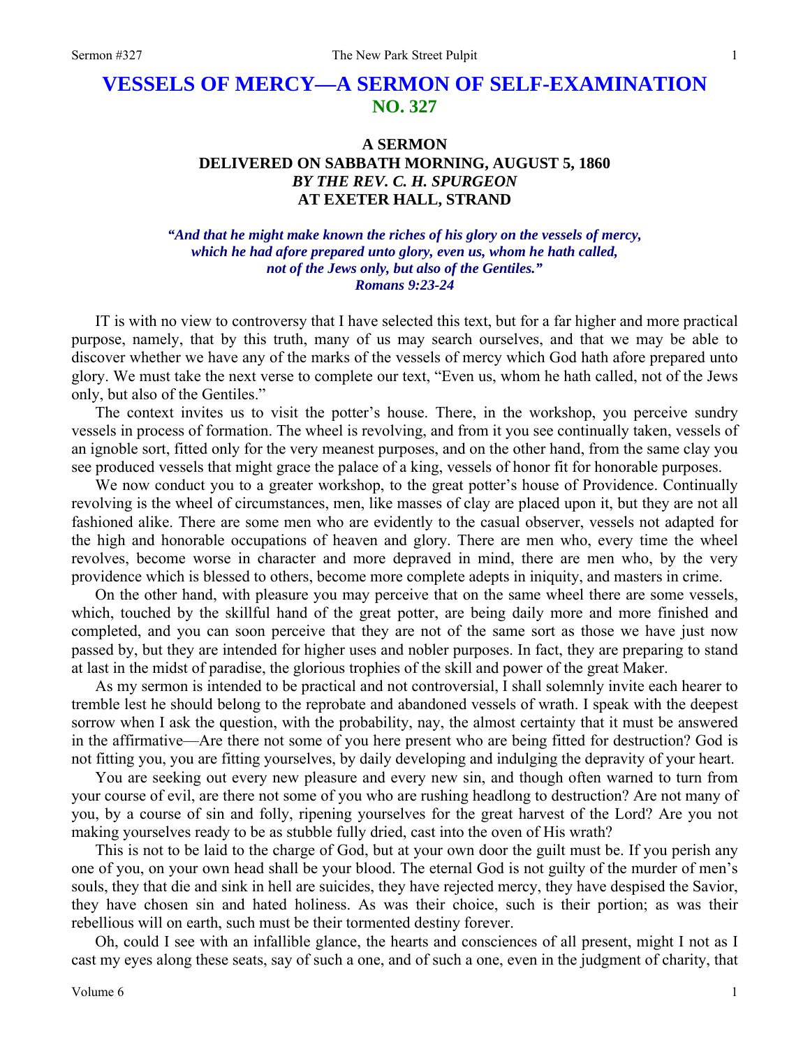# VESSELS OF MERCY—A SERMON OF SELF-EXAMINATION
## NO. 327

### A SERMON
### DELIVERED ON SABBATH MORNING, AUGUST 5, 1860
### *BY THE REV. C. H. SPURGEON*
### AT EXETER HALL, STRAND

***"And that he might make known the riches of his glory on the vessels of mercy, which he had afore prepared unto glory, even us, whom he hath called, not of the Jews only, but also of the Gentiles." Romans 9:23-24***

IT is with no view to controversy that I have selected this text, but for a far higher and more practical purpose, namely, that by this truth, many of us may search ourselves, and that we may be able to discover whether we have any of the marks of the vessels of mercy which God hath afore prepared unto glory. We must take the next verse to complete our text, "Even us, whom he hath called, not of the Jews only, but also of the Gentiles."

The context invites us to visit the potter's house. There, in the workshop, you perceive sundry vessels in process of formation. The wheel is revolving, and from it you see continually taken, vessels of an ignoble sort, fitted only for the very meanest purposes, and on the other hand, from the same clay you see produced vessels that might grace the palace of a king, vessels of honor fit for honorable purposes.

We now conduct you to a greater workshop, to the great potter's house of Providence. Continually revolving is the wheel of circumstances, men, like masses of clay are placed upon it, but they are not all fashioned alike. There are some men who are evidently to the casual observer, vessels not adapted for the high and honorable occupations of heaven and glory. There are men who, every time the wheel revolves, become worse in character and more depraved in mind, there are men who, by the very providence which is blessed to others, become more complete adepts in iniquity, and masters in crime.

On the other hand, with pleasure you may perceive that on the same wheel there are some vessels, which, touched by the skillful hand of the great potter, are being daily more and more finished and completed, and you can soon perceive that they are not of the same sort as those we have just now passed by, but they are intended for higher uses and nobler purposes. In fact, they are preparing to stand at last in the midst of paradise, the glorious trophies of the skill and power of the great Maker.

As my sermon is intended to be practical and not controversial, I shall solemnly invite each hearer to tremble lest he should belong to the reprobate and abandoned vessels of wrath. I speak with the deepest sorrow when I ask the question, with the probability, nay, the almost certainty that it must be answered in the affirmative—Are there not some of you here present who are being fitted for destruction? God is not fitting you, you are fitting yourselves, by daily developing and indulging the depravity of your heart.

You are seeking out every new pleasure and every new sin, and though often warned to turn from your course of evil, are there not some of you who are rushing headlong to destruction? Are not many of you, by a course of sin and folly, ripening yourselves for the great harvest of the Lord? Are you not making yourselves ready to be as stubble fully dried, cast into the oven of His wrath?

This is not to be laid to the charge of God, but at your own door the guilt must be. If you perish any one of you, on your own head shall be your blood. The eternal God is not guilty of the murder of men's souls, they that die and sink in hell are suicides, they have rejected mercy, they have despised the Savior, they have chosen sin and hated holiness. As was their choice, such is their portion; as was their rebellious will on earth, such must be their tormented destiny forever.

Oh, could I see with an infallible glance, the hearts and consciences of all present, might I not as I cast my eyes along these seats, say of such a one, and of such a one, even in the judgment of charity, that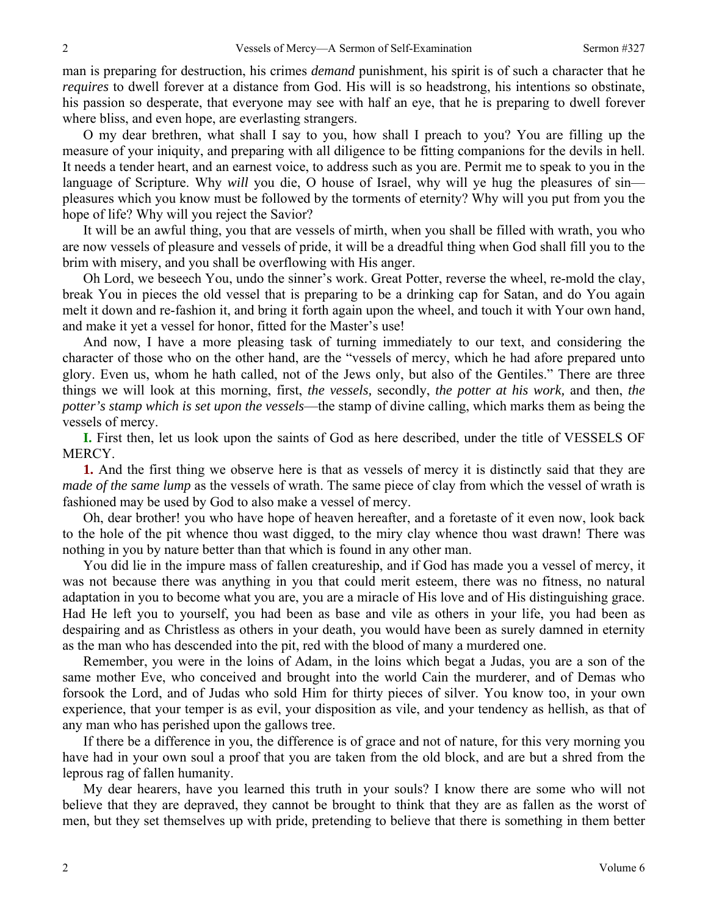man is preparing for destruction, his crimes *demand* punishment, his spirit is of such a character that he *requires* to dwell forever at a distance from God. His will is so headstrong, his intentions so obstinate, his passion so desperate, that everyone may see with half an eye, that he is preparing to dwell forever where bliss, and even hope, are everlasting strangers.

O my dear brethren, what shall I say to you, how shall I preach to you? You are filling up the measure of your iniquity, and preparing with all diligence to be fitting companions for the devils in hell. It needs a tender heart, and an earnest voice, to address such as you are. Permit me to speak to you in the language of Scripture. Why *will* you die, O house of Israel, why will ye hug the pleasures of sin—pleasures which you know must be followed by the torments of eternity? Why will you put from you the hope of life? Why will you reject the Savior?

It will be an awful thing, you that are vessels of mirth, when you shall be filled with wrath, you who are now vessels of pleasure and vessels of pride, it will be a dreadful thing when God shall fill you to the brim with misery, and you shall be overflowing with His anger.

Oh Lord, we beseech You, undo the sinner's work. Great Potter, reverse the wheel, re-mold the clay, break You in pieces the old vessel that is preparing to be a drinking cap for Satan, and do You again melt it down and re-fashion it, and bring it forth again upon the wheel, and touch it with Your own hand, and make it yet a vessel for honor, fitted for the Master's use!

And now, I have a more pleasing task of turning immediately to our text, and considering the character of those who on the other hand, are the "vessels of mercy, which he had afore prepared unto glory. Even us, whom he hath called, not of the Jews only, but also of the Gentiles." There are three things we will look at this morning, first, *the vessels,* secondly, *the potter at his work,* and then, *the potter's stamp which is set upon the vessels*—the stamp of divine calling, which marks them as being the vessels of mercy.

**I.** First then, let us look upon the saints of God as here described, under the title of VESSELS OF MERCY.

**1.** And the first thing we observe here is that as vessels of mercy it is distinctly said that they are *made of the same lump* as the vessels of wrath. The same piece of clay from which the vessel of wrath is fashioned may be used by God to also make a vessel of mercy.

Oh, dear brother! you who have hope of heaven hereafter, and a foretaste of it even now, look back to the hole of the pit whence thou wast digged, to the miry clay whence thou wast drawn! There was nothing in you by nature better than that which is found in any other man.

You did lie in the impure mass of fallen creatureship, and if God has made you a vessel of mercy, it was not because there was anything in you that could merit esteem, there was no fitness, no natural adaptation in you to become what you are, you are a miracle of His love and of His distinguishing grace. Had He left you to yourself, you had been as base and vile as others in your life, you had been as despairing and as Christless as others in your death, you would have been as surely damned in eternity as the man who has descended into the pit, red with the blood of many a murdered one.

Remember, you were in the loins of Adam, in the loins which begat a Judas, you are a son of the same mother Eve, who conceived and brought into the world Cain the murderer, and of Demas who forsook the Lord, and of Judas who sold Him for thirty pieces of silver. You know too, in your own experience, that your temper is as evil, your disposition as vile, and your tendency as hellish, as that of any man who has perished upon the gallows tree.

If there be a difference in you, the difference is of grace and not of nature, for this very morning you have had in your own soul a proof that you are taken from the old block, and are but a shred from the leprous rag of fallen humanity.

My dear hearers, have you learned this truth in your souls? I know there are some who will not believe that they are depraved, they cannot be brought to think that they are as fallen as the worst of men, but they set themselves up with pride, pretending to believe that there is something in them better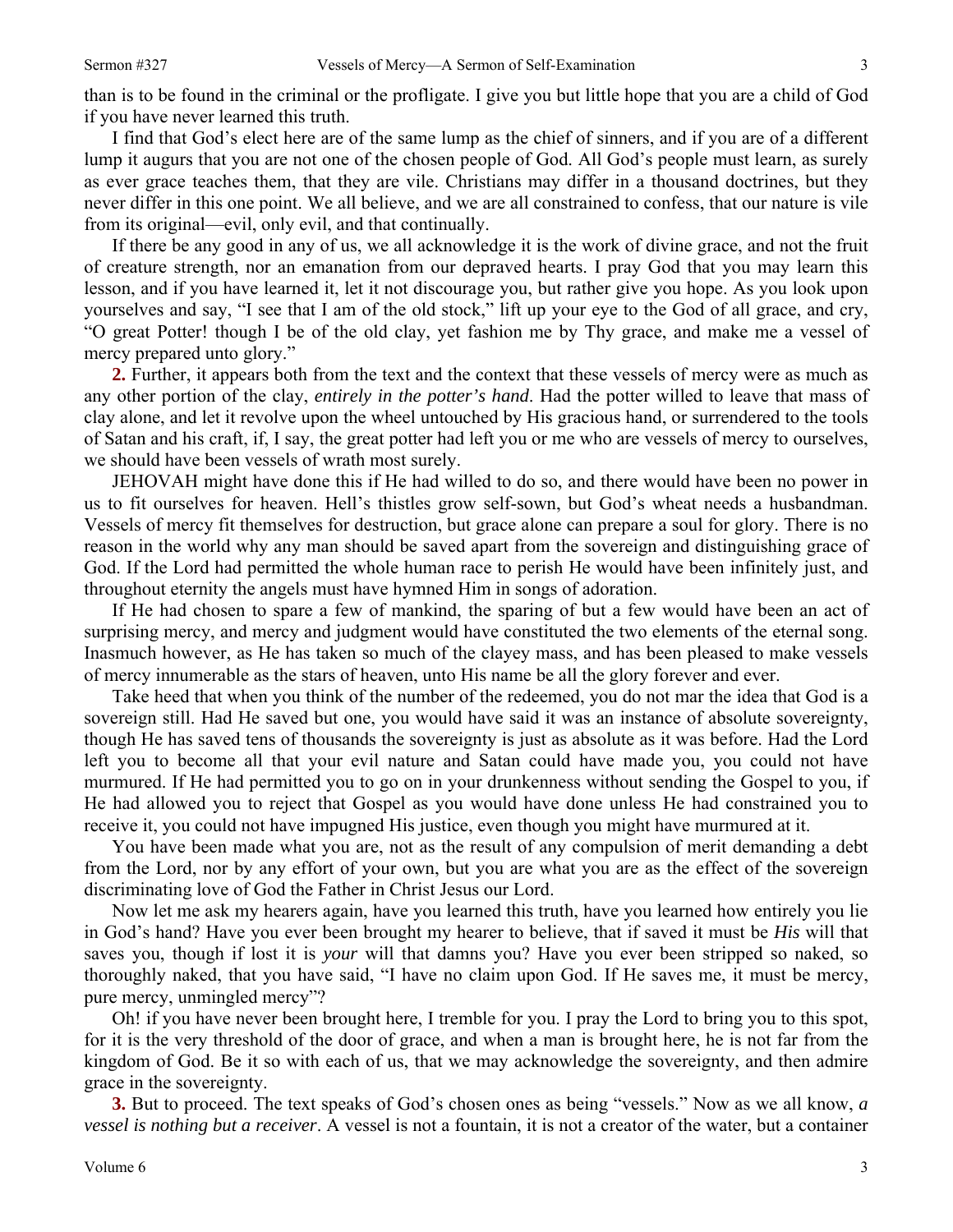than is to be found in the criminal or the profligate. I give you but little hope that you are a child of God if you have never learned this truth.

I find that God's elect here are of the same lump as the chief of sinners, and if you are of a different lump it augurs that you are not one of the chosen people of God. All God's people must learn, as surely as ever grace teaches them, that they are vile. Christians may differ in a thousand doctrines, but they never differ in this one point. We all believe, and we are all constrained to confess, that our nature is vile from its original—evil, only evil, and that continually.

If there be any good in any of us, we all acknowledge it is the work of divine grace, and not the fruit of creature strength, nor an emanation from our depraved hearts. I pray God that you may learn this lesson, and if you have learned it, let it not discourage you, but rather give you hope. As you look upon yourselves and say, "I see that I am of the old stock," lift up your eye to the God of all grace, and cry, "O great Potter! though I be of the old clay, yet fashion me by Thy grace, and make me a vessel of mercy prepared unto glory."

**2.** Further, it appears both from the text and the context that these vessels of mercy were as much as any other portion of the clay, *entirely in the potter's hand*. Had the potter willed to leave that mass of clay alone, and let it revolve upon the wheel untouched by His gracious hand, or surrendered to the tools of Satan and his craft, if, I say, the great potter had left you or me who are vessels of mercy to ourselves, we should have been vessels of wrath most surely.

JEHOVAH might have done this if He had willed to do so, and there would have been no power in us to fit ourselves for heaven. Hell's thistles grow self-sown, but God's wheat needs a husbandman. Vessels of mercy fit themselves for destruction, but grace alone can prepare a soul for glory. There is no reason in the world why any man should be saved apart from the sovereign and distinguishing grace of God. If the Lord had permitted the whole human race to perish He would have been infinitely just, and throughout eternity the angels must have hymned Him in songs of adoration.

If He had chosen to spare a few of mankind, the sparing of but a few would have been an act of surprising mercy, and mercy and judgment would have constituted the two elements of the eternal song. Inasmuch however, as He has taken so much of the clayey mass, and has been pleased to make vessels of mercy innumerable as the stars of heaven, unto His name be all the glory forever and ever.

Take heed that when you think of the number of the redeemed, you do not mar the idea that God is a sovereign still. Had He saved but one, you would have said it was an instance of absolute sovereignty, though He has saved tens of thousands the sovereignty is just as absolute as it was before. Had the Lord left you to become all that your evil nature and Satan could have made you, you could not have murmured. If He had permitted you to go on in your drunkenness without sending the Gospel to you, if He had allowed you to reject that Gospel as you would have done unless He had constrained you to receive it, you could not have impugned His justice, even though you might have murmured at it.

You have been made what you are, not as the result of any compulsion of merit demanding a debt from the Lord, nor by any effort of your own, but you are what you are as the effect of the sovereign discriminating love of God the Father in Christ Jesus our Lord.

Now let me ask my hearers again, have you learned this truth, have you learned how entirely you lie in God's hand? Have you ever been brought my hearer to believe, that if saved it must be *His* will that saves you, though if lost it is *your* will that damns you? Have you ever been stripped so naked, so thoroughly naked, that you have said, "I have no claim upon God. If He saves me, it must be mercy, pure mercy, unmingled mercy"?

Oh! if you have never been brought here, I tremble for you. I pray the Lord to bring you to this spot, for it is the very threshold of the door of grace, and when a man is brought here, he is not far from the kingdom of God. Be it so with each of us, that we may acknowledge the sovereignty, and then admire grace in the sovereignty.

**3.** But to proceed. The text speaks of God's chosen ones as being "vessels." Now as we all know, *a vessel is nothing but a receiver*. A vessel is not a fountain, it is not a creator of the water, but a container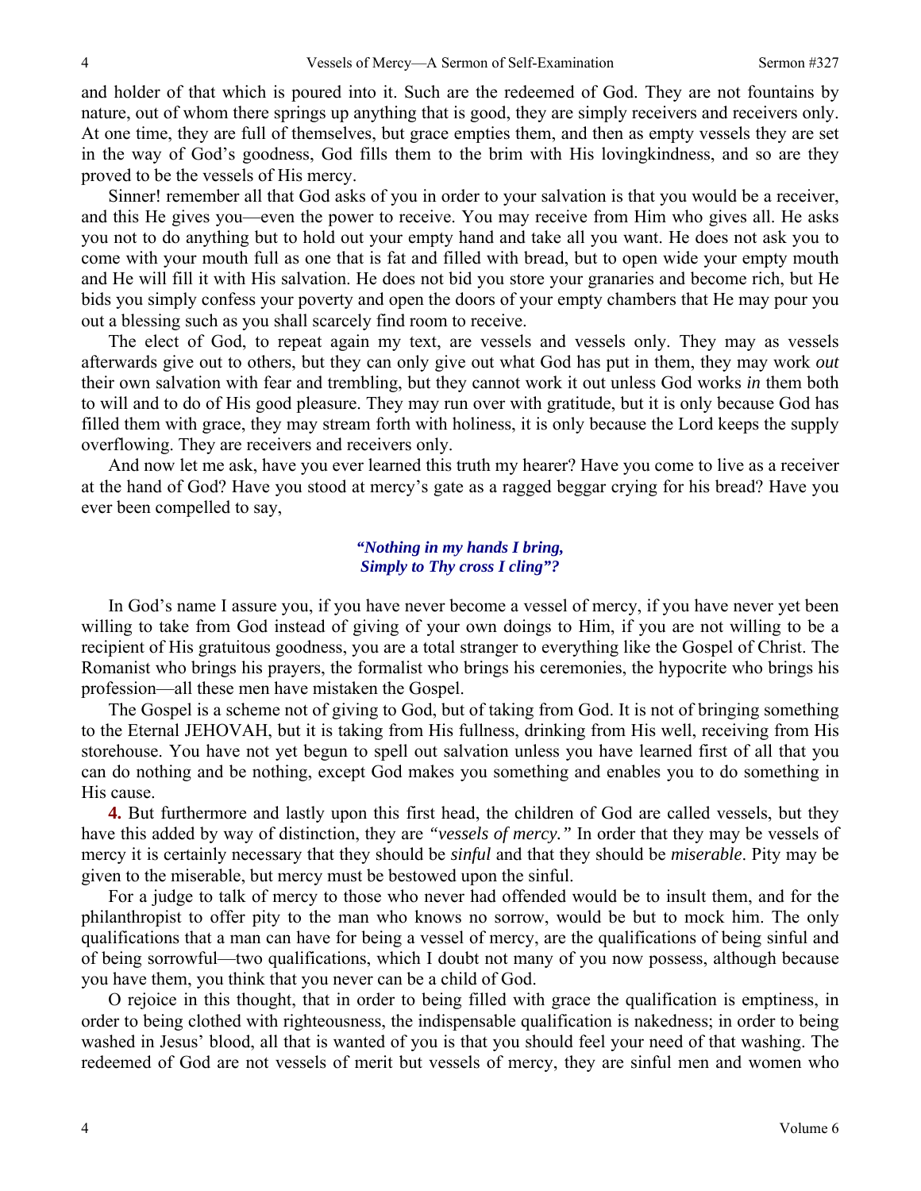and holder of that which is poured into it. Such are the redeemed of God. They are not fountains by nature, out of whom there springs up anything that is good, they are simply receivers and receivers only. At one time, they are full of themselves, but grace empties them, and then as empty vessels they are set in the way of God's goodness, God fills them to the brim with His lovingkindness, and so are they proved to be the vessels of His mercy.

Sinner! remember all that God asks of you in order to your salvation is that you would be a receiver, and this He gives you—even the power to receive. You may receive from Him who gives all. He asks you not to do anything but to hold out your empty hand and take all you want. He does not ask you to come with your mouth full as one that is fat and filled with bread, but to open wide your empty mouth and He will fill it with His salvation. He does not bid you store your granaries and become rich, but He bids you simply confess your poverty and open the doors of your empty chambers that He may pour you out a blessing such as you shall scarcely find room to receive.

The elect of God, to repeat again my text, are vessels and vessels only. They may as vessels afterwards give out to others, but they can only give out what God has put in them, they may work *out* their own salvation with fear and trembling, but they cannot work it out unless God works *in* them both to will and to do of His good pleasure. They may run over with gratitude, but it is only because God has filled them with grace, they may stream forth with holiness, it is only because the Lord keeps the supply overflowing. They are receivers and receivers only.

And now let me ask, have you ever learned this truth my hearer? Have you come to live as a receiver at the hand of God? Have you stood at mercy's gate as a ragged beggar crying for his bread? Have you ever been compelled to say,

> ***"Nothing in my hands I bring,***
> ***Simply to Thy cross I cling"?***

In God's name I assure you, if you have never become a vessel of mercy, if you have never yet been willing to take from God instead of giving of your own doings to Him, if you are not willing to be a recipient of His gratuitous goodness, you are a total stranger to everything like the Gospel of Christ. The Romanist who brings his prayers, the formalist who brings his ceremonies, the hypocrite who brings his profession—all these men have mistaken the Gospel.

The Gospel is a scheme not of giving to God, but of taking from God. It is not of bringing something to the Eternal JEHOVAH, but it is taking from His fullness, drinking from His well, receiving from His storehouse. You have not yet begun to spell out salvation unless you have learned first of all that you can do nothing and be nothing, except God makes you something and enables you to do something in His cause.

**4.** But furthermore and lastly upon this first head, the children of God are called vessels, but they have this added by way of distinction, they are *"vessels of mercy."* In order that they may be vessels of mercy it is certainly necessary that they should be *sinful* and that they should be *miserable*. Pity may be given to the miserable, but mercy must be bestowed upon the sinful.

For a judge to talk of mercy to those who never had offended would be to insult them, and for the philanthropist to offer pity to the man who knows no sorrow, would be but to mock him. The only qualifications that a man can have for being a vessel of mercy, are the qualifications of being sinful and of being sorrowful—two qualifications, which I doubt not many of you now possess, although because you have them, you think that you never can be a child of God.

O rejoice in this thought, that in order to being filled with grace the qualification is emptiness, in order to being clothed with righteousness, the indispensable qualification is nakedness; in order to being washed in Jesus' blood, all that is wanted of you is that you should feel your need of that washing. The redeemed of God are not vessels of merit but vessels of mercy, they are sinful men and women who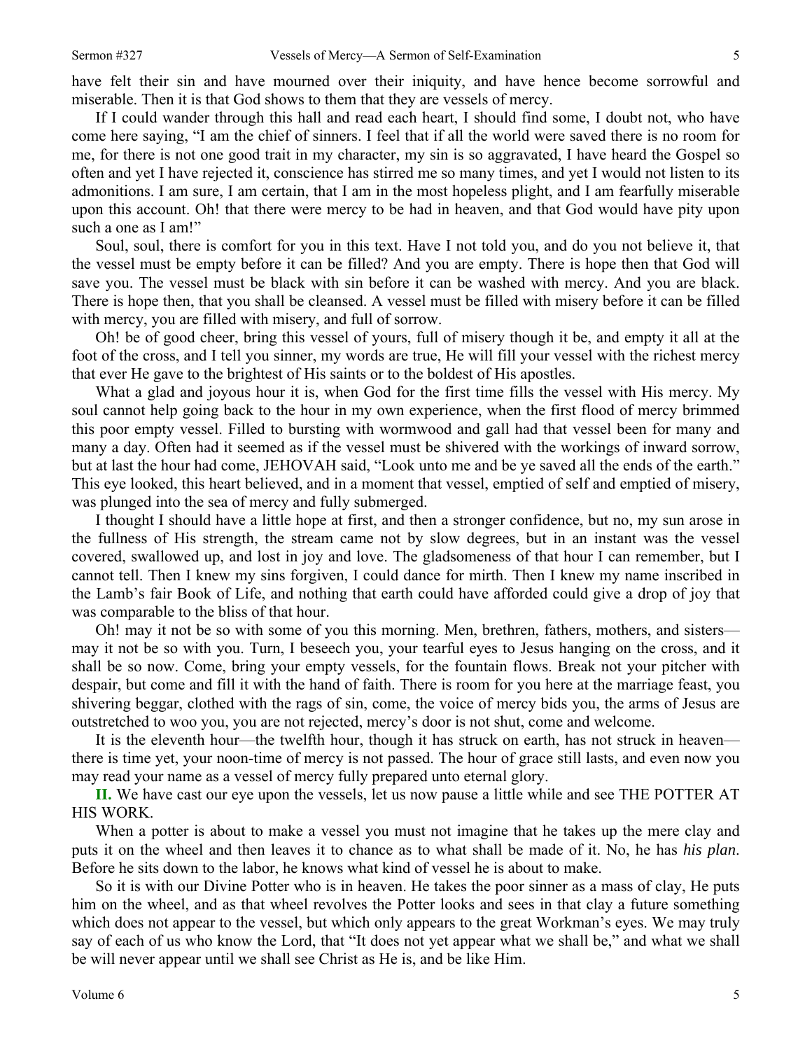have felt their sin and have mourned over their iniquity, and have hence become sorrowful and miserable. Then it is that God shows to them that they are vessels of mercy.

If I could wander through this hall and read each heart, I should find some, I doubt not, who have come here saying, "I am the chief of sinners. I feel that if all the world were saved there is no room for me, for there is not one good trait in my character, my sin is so aggravated, I have heard the Gospel so often and yet I have rejected it, conscience has stirred me so many times, and yet I would not listen to its admonitions. I am sure, I am certain, that I am in the most hopeless plight, and I am fearfully miserable upon this account. Oh! that there were mercy to be had in heaven, and that God would have pity upon such a one as I am!"

Soul, soul, there is comfort for you in this text. Have I not told you, and do you not believe it, that the vessel must be empty before it can be filled? And you are empty. There is hope then that God will save you. The vessel must be black with sin before it can be washed with mercy. And you are black. There is hope then, that you shall be cleansed. A vessel must be filled with misery before it can be filled with mercy, you are filled with misery, and full of sorrow.

Oh! be of good cheer, bring this vessel of yours, full of misery though it be, and empty it all at the foot of the cross, and I tell you sinner, my words are true, He will fill your vessel with the richest mercy that ever He gave to the brightest of His saints or to the boldest of His apostles.

What a glad and joyous hour it is, when God for the first time fills the vessel with His mercy. My soul cannot help going back to the hour in my own experience, when the first flood of mercy brimmed this poor empty vessel. Filled to bursting with wormwood and gall had that vessel been for many and many a day. Often had it seemed as if the vessel must be shivered with the workings of inward sorrow, but at last the hour had come, JEHOVAH said, "Look unto me and be ye saved all the ends of the earth." This eye looked, this heart believed, and in a moment that vessel, emptied of self and emptied of misery, was plunged into the sea of mercy and fully submerged.

I thought I should have a little hope at first, and then a stronger confidence, but no, my sun arose in the fullness of His strength, the stream came not by slow degrees, but in an instant was the vessel covered, swallowed up, and lost in joy and love. The gladsomeness of that hour I can remember, but I cannot tell. Then I knew my sins forgiven, I could dance for mirth. Then I knew my name inscribed in the Lamb's fair Book of Life, and nothing that earth could have afforded could give a drop of joy that was comparable to the bliss of that hour.

Oh! may it not be so with some of you this morning. Men, brethren, fathers, mothers, and sisters—may it not be so with you. Turn, I beseech you, your tearful eyes to Jesus hanging on the cross, and it shall be so now. Come, bring your empty vessels, for the fountain flows. Break not your pitcher with despair, but come and fill it with the hand of faith. There is room for you here at the marriage feast, you shivering beggar, clothed with the rags of sin, come, the voice of mercy bids you, the arms of Jesus are outstretched to woo you, you are not rejected, mercy's door is not shut, come and welcome.

It is the eleventh hour—the twelfth hour, though it has struck on earth, has not struck in heaven—there is time yet, your noon-time of mercy is not passed. The hour of grace still lasts, and even now you may read your name as a vessel of mercy fully prepared unto eternal glory.

**II.** We have cast our eye upon the vessels, let us now pause a little while and see THE POTTER AT HIS WORK.

When a potter is about to make a vessel you must not imagine that he takes up the mere clay and puts it on the wheel and then leaves it to chance as to what shall be made of it. No, he has *his plan*. Before he sits down to the labor, he knows what kind of vessel he is about to make.

So it is with our Divine Potter who is in heaven. He takes the poor sinner as a mass of clay, He puts him on the wheel, and as that wheel revolves the Potter looks and sees in that clay a future something which does not appear to the vessel, but which only appears to the great Workman's eyes. We may truly say of each of us who know the Lord, that "It does not yet appear what we shall be," and what we shall be will never appear until we shall see Christ as He is, and be like Him.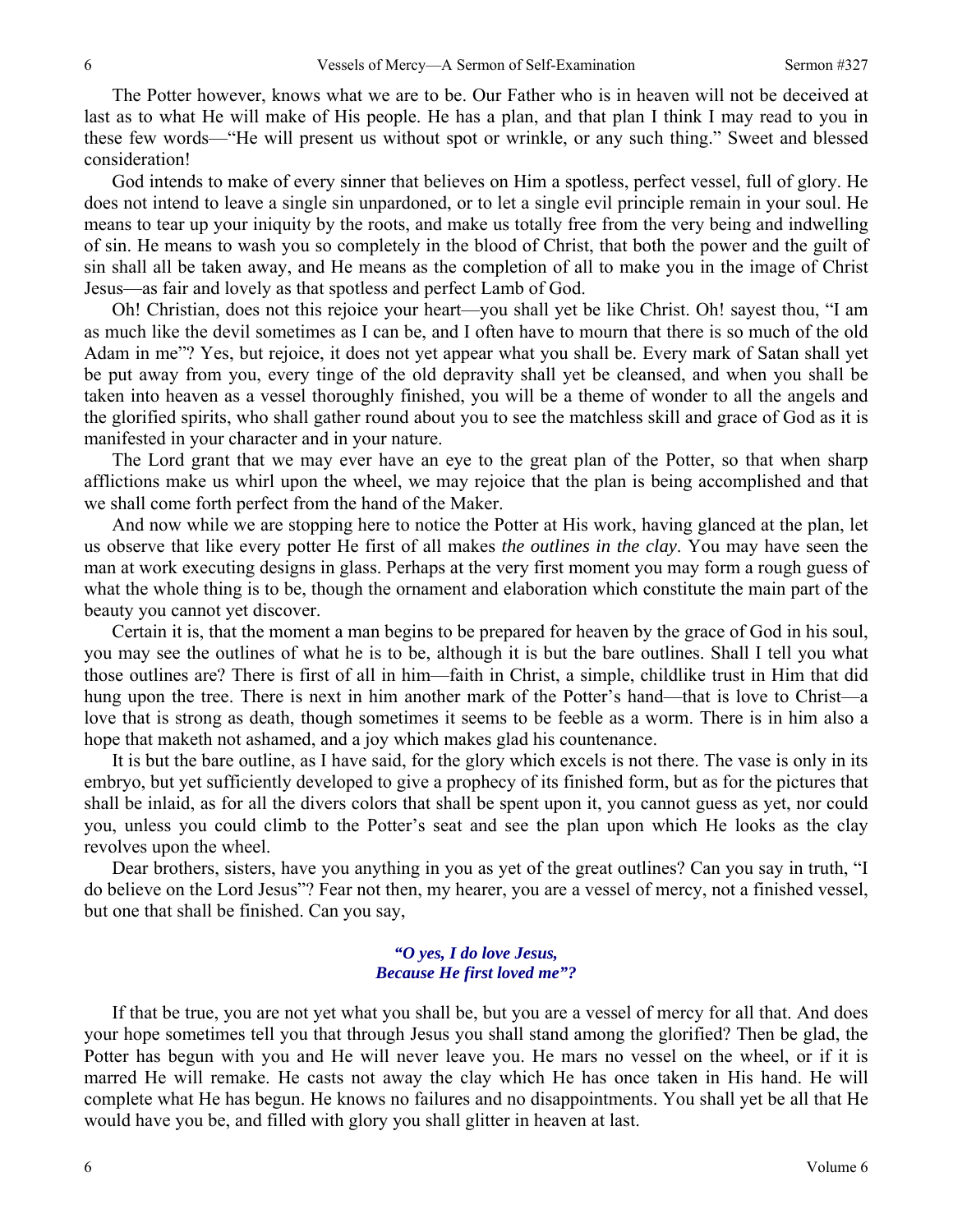The Potter however, knows what we are to be. Our Father who is in heaven will not be deceived at last as to what He will make of His people. He has a plan, and that plan I think I may read to you in these few words—"He will present us without spot or wrinkle, or any such thing." Sweet and blessed consideration!

God intends to make of every sinner that believes on Him a spotless, perfect vessel, full of glory. He does not intend to leave a single sin unpardoned, or to let a single evil principle remain in your soul. He means to tear up your iniquity by the roots, and make us totally free from the very being and indwelling of sin. He means to wash you so completely in the blood of Christ, that both the power and the guilt of sin shall all be taken away, and He means as the completion of all to make you in the image of Christ Jesus—as fair and lovely as that spotless and perfect Lamb of God.

Oh! Christian, does not this rejoice your heart—you shall yet be like Christ. Oh! sayest thou, "I am as much like the devil sometimes as I can be, and I often have to mourn that there is so much of the old Adam in me"? Yes, but rejoice, it does not yet appear what you shall be. Every mark of Satan shall yet be put away from you, every tinge of the old depravity shall yet be cleansed, and when you shall be taken into heaven as a vessel thoroughly finished, you will be a theme of wonder to all the angels and the glorified spirits, who shall gather round about you to see the matchless skill and grace of God as it is manifested in your character and in your nature.

The Lord grant that we may ever have an eye to the great plan of the Potter, so that when sharp afflictions make us whirl upon the wheel, we may rejoice that the plan is being accomplished and that we shall come forth perfect from the hand of the Maker.

And now while we are stopping here to notice the Potter at His work, having glanced at the plan, let us observe that like every potter He first of all makes *the outlines in the clay*. You may have seen the man at work executing designs in glass. Perhaps at the very first moment you may form a rough guess of what the whole thing is to be, though the ornament and elaboration which constitute the main part of the beauty you cannot yet discover.

Certain it is, that the moment a man begins to be prepared for heaven by the grace of God in his soul, you may see the outlines of what he is to be, although it is but the bare outlines. Shall I tell you what those outlines are? There is first of all in him—faith in Christ, a simple, childlike trust in Him that did hung upon the tree. There is next in him another mark of the Potter's hand—that is love to Christ—a love that is strong as death, though sometimes it seems to be feeble as a worm. There is in him also a hope that maketh not ashamed, and a joy which makes glad his countenance.

It is but the bare outline, as I have said, for the glory which excels is not there. The vase is only in its embryo, but yet sufficiently developed to give a prophecy of its finished form, but as for the pictures that shall be inlaid, as for all the divers colors that shall be spent upon it, you cannot guess as yet, nor could you, unless you could climb to the Potter's seat and see the plan upon which He looks as the clay revolves upon the wheel.

Dear brothers, sisters, have you anything in you as yet of the great outlines? Can you say in truth, "I do believe on the Lord Jesus"? Fear not then, my hearer, you are a vessel of mercy, not a finished vessel, but one that shall be finished. Can you say,

> ***"O yes, I do love Jesus,***
> ***Because He first loved me"?***

If that be true, you are not yet what you shall be, but you are a vessel of mercy for all that. And does your hope sometimes tell you that through Jesus you shall stand among the glorified? Then be glad, the Potter has begun with you and He will never leave you. He mars no vessel on the wheel, or if it is marred He will remake. He casts not away the clay which He has once taken in His hand. He will complete what He has begun. He knows no failures and no disappointments. You shall yet be all that He would have you be, and filled with glory you shall glitter in heaven at last.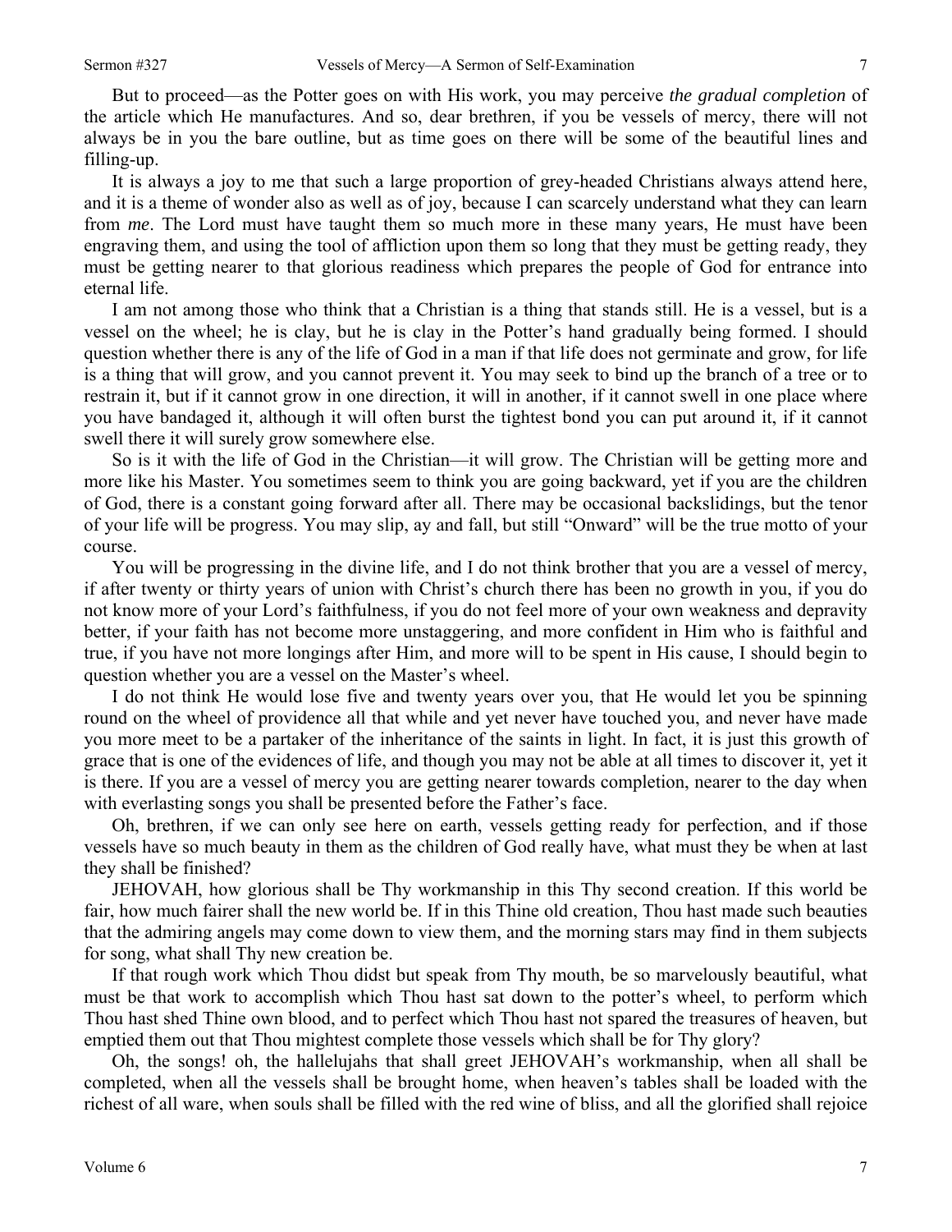But to proceed—as the Potter goes on with His work, you may perceive *the gradual completion* of the article which He manufactures. And so, dear brethren, if you be vessels of mercy, there will not always be in you the bare outline, but as time goes on there will be some of the beautiful lines and filling-up.

It is always a joy to me that such a large proportion of grey-headed Christians always attend here, and it is a theme of wonder also as well as of joy, because I can scarcely understand what they can learn from *me*. The Lord must have taught them so much more in these many years, He must have been engraving them, and using the tool of affliction upon them so long that they must be getting ready, they must be getting nearer to that glorious readiness which prepares the people of God for entrance into eternal life.

I am not among those who think that a Christian is a thing that stands still. He is a vessel, but is a vessel on the wheel; he is clay, but he is clay in the Potter's hand gradually being formed. I should question whether there is any of the life of God in a man if that life does not germinate and grow, for life is a thing that will grow, and you cannot prevent it. You may seek to bind up the branch of a tree or to restrain it, but if it cannot grow in one direction, it will in another, if it cannot swell in one place where you have bandaged it, although it will often burst the tightest bond you can put around it, if it cannot swell there it will surely grow somewhere else.

So is it with the life of God in the Christian—it will grow. The Christian will be getting more and more like his Master. You sometimes seem to think you are going backward, yet if you are the children of God, there is a constant going forward after all. There may be occasional backslidings, but the tenor of your life will be progress. You may slip, ay and fall, but still "Onward" will be the true motto of your course.

You will be progressing in the divine life, and I do not think brother that you are a vessel of mercy, if after twenty or thirty years of union with Christ's church there has been no growth in you, if you do not know more of your Lord's faithfulness, if you do not feel more of your own weakness and depravity better, if your faith has not become more unstaggering, and more confident in Him who is faithful and true, if you have not more longings after Him, and more will to be spent in His cause, I should begin to question whether you are a vessel on the Master's wheel.

I do not think He would lose five and twenty years over you, that He would let you be spinning round on the wheel of providence all that while and yet never have touched you, and never have made you more meet to be a partaker of the inheritance of the saints in light. In fact, it is just this growth of grace that is one of the evidences of life, and though you may not be able at all times to discover it, yet it is there. If you are a vessel of mercy you are getting nearer towards completion, nearer to the day when with everlasting songs you shall be presented before the Father's face.

Oh, brethren, if we can only see here on earth, vessels getting ready for perfection, and if those vessels have so much beauty in them as the children of God really have, what must they be when at last they shall be finished?

JEHOVAH, how glorious shall be Thy workmanship in this Thy second creation. If this world be fair, how much fairer shall the new world be. If in this Thine old creation, Thou hast made such beauties that the admiring angels may come down to view them, and the morning stars may find in them subjects for song, what shall Thy new creation be.

If that rough work which Thou didst but speak from Thy mouth, be so marvelously beautiful, what must be that work to accomplish which Thou hast sat down to the potter's wheel, to perform which Thou hast shed Thine own blood, and to perfect which Thou hast not spared the treasures of heaven, but emptied them out that Thou mightest complete those vessels which shall be for Thy glory?

Oh, the songs! oh, the hallelujahs that shall greet JEHOVAH's workmanship, when all shall be completed, when all the vessels shall be brought home, when heaven's tables shall be loaded with the richest of all ware, when souls shall be filled with the red wine of bliss, and all the glorified shall rejoice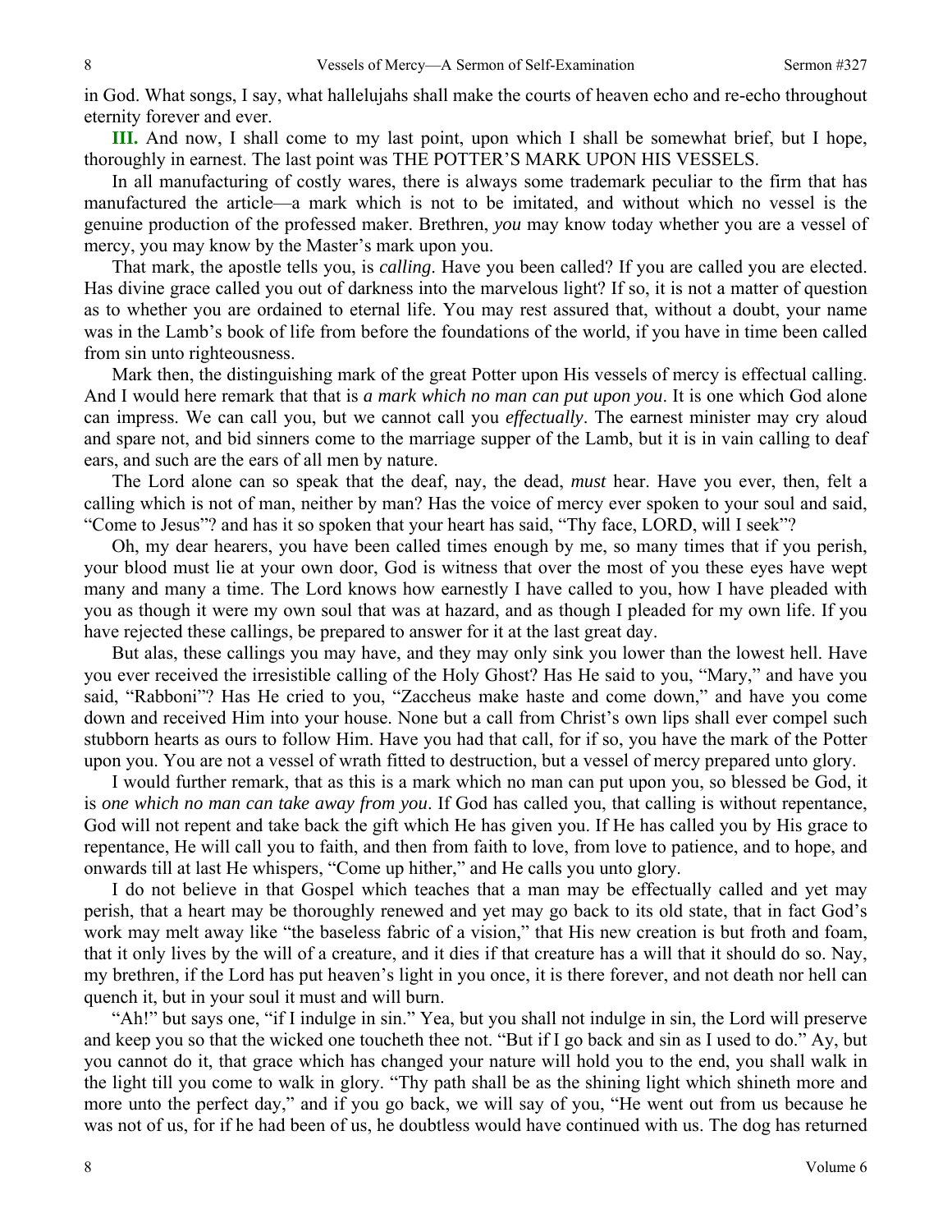in God. What songs, I say, what hallelujahs shall make the courts of heaven echo and re-echo throughout eternity forever and ever.

**III.** And now, I shall come to my last point, upon which I shall be somewhat brief, but I hope, thoroughly in earnest. The last point was THE POTTER'S MARK UPON HIS VESSELS.

In all manufacturing of costly wares, there is always some trademark peculiar to the firm that has manufactured the article—a mark which is not to be imitated, and without which no vessel is the genuine production of the professed maker. Brethren, *you* may know today whether you are a vessel of mercy, you may know by the Master's mark upon you.

That mark, the apostle tells you, is *calling*. Have you been called? If you are called you are elected. Has divine grace called you out of darkness into the marvelous light? If so, it is not a matter of question as to whether you are ordained to eternal life. You may rest assured that, without a doubt, your name was in the Lamb's book of life from before the foundations of the world, if you have in time been called from sin unto righteousness.

Mark then, the distinguishing mark of the great Potter upon His vessels of mercy is effectual calling. And I would here remark that that is *a mark which no man can put upon you*. It is one which God alone can impress. We can call you, but we cannot call you *effectually*. The earnest minister may cry aloud and spare not, and bid sinners come to the marriage supper of the Lamb, but it is in vain calling to deaf ears, and such are the ears of all men by nature.

The Lord alone can so speak that the deaf, nay, the dead, *must* hear. Have you ever, then, felt a calling which is not of man, neither by man? Has the voice of mercy ever spoken to your soul and said, "Come to Jesus"? and has it so spoken that your heart has said, "Thy face, LORD, will I seek"?

Oh, my dear hearers, you have been called times enough by me, so many times that if you perish, your blood must lie at your own door, God is witness that over the most of you these eyes have wept many and many a time. The Lord knows how earnestly I have called to you, how I have pleaded with you as though it were my own soul that was at hazard, and as though I pleaded for my own life. If you have rejected these callings, be prepared to answer for it at the last great day.

But alas, these callings you may have, and they may only sink you lower than the lowest hell. Have you ever received the irresistible calling of the Holy Ghost? Has He said to you, "Mary," and have you said, "Rabboni"? Has He cried to you, "Zaccheus make haste and come down," and have you come down and received Him into your house. None but a call from Christ's own lips shall ever compel such stubborn hearts as ours to follow Him. Have you had that call, for if so, you have the mark of the Potter upon you. You are not a vessel of wrath fitted to destruction, but a vessel of mercy prepared unto glory.

I would further remark, that as this is a mark which no man can put upon you, so blessed be God, it is *one which no man can take away from you*. If God has called you, that calling is without repentance, God will not repent and take back the gift which He has given you. If He has called you by His grace to repentance, He will call you to faith, and then from faith to love, from love to patience, and to hope, and onwards till at last He whispers, "Come up hither," and He calls you unto glory.

I do not believe in that Gospel which teaches that a man may be effectually called and yet may perish, that a heart may be thoroughly renewed and yet may go back to its old state, that in fact God's work may melt away like "the baseless fabric of a vision," that His new creation is but froth and foam, that it only lives by the will of a creature, and it dies if that creature has a will that it should do so. Nay, my brethren, if the Lord has put heaven's light in you once, it is there forever, and not death nor hell can quench it, but in your soul it must and will burn.

"Ah!" but says one, "if I indulge in sin." Yea, but you shall not indulge in sin, the Lord will preserve and keep you so that the wicked one toucheth thee not. "But if I go back and sin as I used to do." Ay, but you cannot do it, that grace which has changed your nature will hold you to the end, you shall walk in the light till you come to walk in glory. "Thy path shall be as the shining light which shineth more and more unto the perfect day," and if you go back, we will say of you, "He went out from us because he was not of us, for if he had been of us, he doubtless would have continued with us. The dog has returned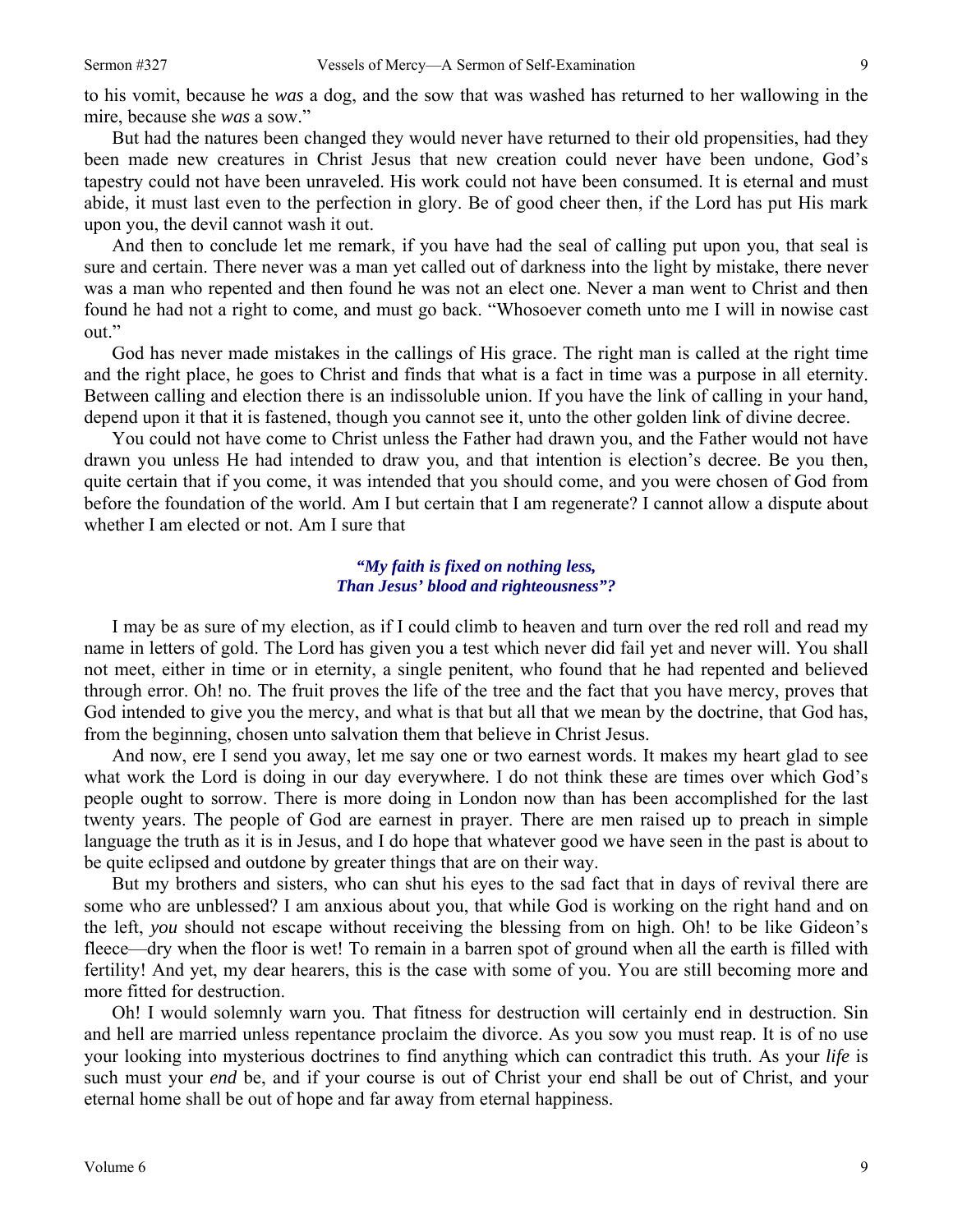to his vomit, because he *was* a dog, and the sow that was washed has returned to her wallowing in the mire, because she *was* a sow."

But had the natures been changed they would never have returned to their old propensities, had they been made new creatures in Christ Jesus that new creation could never have been undone, God's tapestry could not have been unraveled. His work could not have been consumed. It is eternal and must abide, it must last even to the perfection in glory. Be of good cheer then, if the Lord has put His mark upon you, the devil cannot wash it out.

And then to conclude let me remark, if you have had the seal of calling put upon you, that seal is sure and certain. There never was a man yet called out of darkness into the light by mistake, there never was a man who repented and then found he was not an elect one. Never a man went to Christ and then found he had not a right to come, and must go back. "Whosoever cometh unto me I will in nowise cast out."

God has never made mistakes in the callings of His grace. The right man is called at the right time and the right place, he goes to Christ and finds that what is a fact in time was a purpose in all eternity. Between calling and election there is an indissoluble union. If you have the link of calling in your hand, depend upon it that it is fastened, though you cannot see it, unto the other golden link of divine decree.

You could not have come to Christ unless the Father had drawn you, and the Father would not have drawn you unless He had intended to draw you, and that intention is election's decree. Be you then, quite certain that if you come, it was intended that you should come, and you were chosen of God from before the foundation of the world. Am I but certain that I am regenerate? I cannot allow a dispute about whether I am elected or not. Am I sure that

> ***"My faith is fixed on nothing less,***
> ***Than Jesus' blood and righteousness"?***

I may be as sure of my election, as if I could climb to heaven and turn over the red roll and read my name in letters of gold. The Lord has given you a test which never did fail yet and never will. You shall not meet, either in time or in eternity, a single penitent, who found that he had repented and believed through error. Oh! no. The fruit proves the life of the tree and the fact that you have mercy, proves that God intended to give you the mercy, and what is that but all that we mean by the doctrine, that God has, from the beginning, chosen unto salvation them that believe in Christ Jesus.

And now, ere I send you away, let me say one or two earnest words. It makes my heart glad to see what work the Lord is doing in our day everywhere. I do not think these are times over which God's people ought to sorrow. There is more doing in London now than has been accomplished for the last twenty years. The people of God are earnest in prayer. There are men raised up to preach in simple language the truth as it is in Jesus, and I do hope that whatever good we have seen in the past is about to be quite eclipsed and outdone by greater things that are on their way.

But my brothers and sisters, who can shut his eyes to the sad fact that in days of revival there are some who are unblessed? I am anxious about you, that while God is working on the right hand and on the left, *you* should not escape without receiving the blessing from on high. Oh! to be like Gideon's fleece—dry when the floor is wet! To remain in a barren spot of ground when all the earth is filled with fertility! And yet, my dear hearers, this is the case with some of you. You are still becoming more and more fitted for destruction.

Oh! I would solemnly warn you. That fitness for destruction will certainly end in destruction. Sin and hell are married unless repentance proclaim the divorce. As you sow you must reap. It is of no use your looking into mysterious doctrines to find anything which can contradict this truth. As your *life* is such must your *end* be, and if your course is out of Christ your end shall be out of Christ, and your eternal home shall be out of hope and far away from eternal happiness.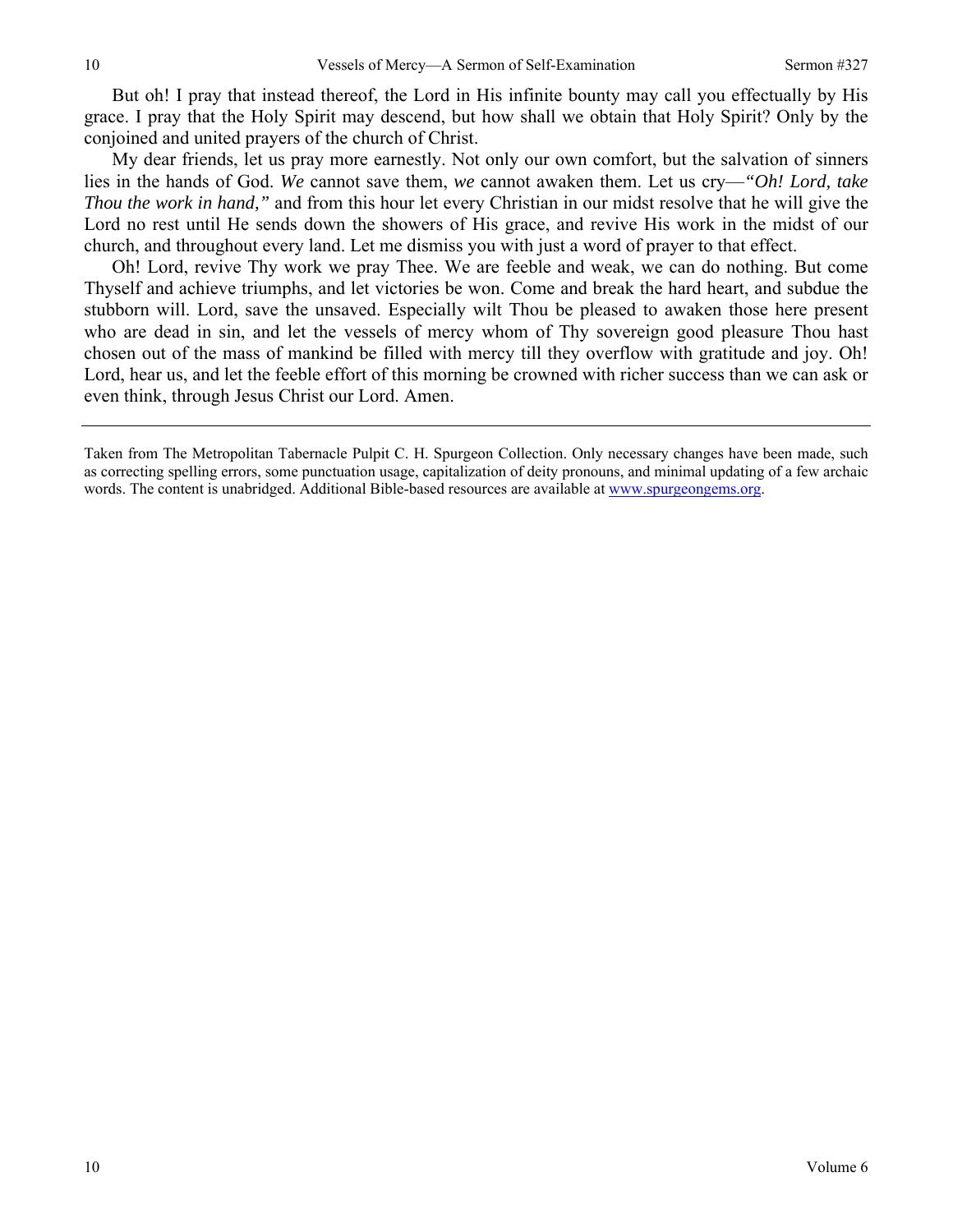But oh! I pray that instead thereof, the Lord in His infinite bounty may call you effectually by His grace. I pray that the Holy Spirit may descend, but how shall we obtain that Holy Spirit? Only by the conjoined and united prayers of the church of Christ.

My dear friends, let us pray more earnestly. Not only our own comfort, but the salvation of sinners lies in the hands of God. *We* cannot save them, *we* cannot awaken them. Let us cry—*"Oh! Lord, take Thou the work in hand,"* and from this hour let every Christian in our midst resolve that he will give the Lord no rest until He sends down the showers of His grace, and revive His work in the midst of our church, and throughout every land. Let me dismiss you with just a word of prayer to that effect.

Oh! Lord, revive Thy work we pray Thee. We are feeble and weak, we can do nothing. But come Thyself and achieve triumphs, and let victories be won. Come and break the hard heart, and subdue the stubborn will. Lord, save the unsaved. Especially wilt Thou be pleased to awaken those here present who are dead in sin, and let the vessels of mercy whom of Thy sovereign good pleasure Thou hast chosen out of the mass of mankind be filled with mercy till they overflow with gratitude and joy. Oh! Lord, hear us, and let the feeble effort of this morning be crowned with richer success than we can ask or even think, through Jesus Christ our Lord. Amen.

---

Taken from The Metropolitan Tabernacle Pulpit C. H. Spurgeon Collection. Only necessary changes have been made, such as correcting spelling errors, some punctuation usage, capitalization of deity pronouns, and minimal updating of a few archaic words. The content is unabridged. Additional Bible-based resources are available at www.spurgeongems.org.